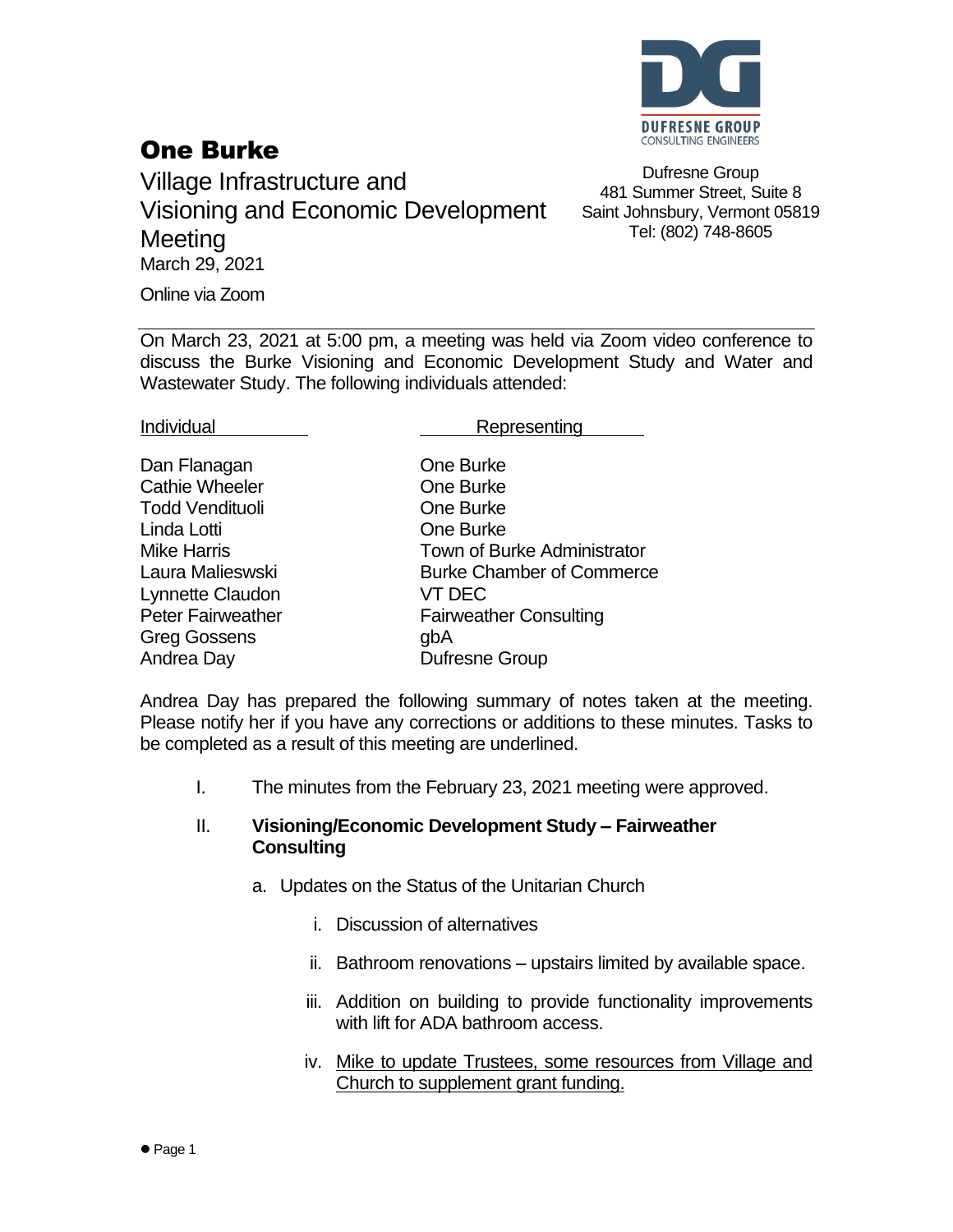# One Burke

Village Infrastructure and Visioning and Economic Development Meeting

March 29, 2021

Online via Zoom

Dufresne Group
481 Summer Street, Suite 8
Saint Johnsbury, Vermont 05819
Tel: (802) 748-8605

On March 23, 2021 at 5:00 pm, a meeting was held via Zoom video conference to discuss the Burke Visioning and Economic Development Study and Water and Wastewater Study. The following individuals attended:

| Individual | Representing |
|---|---|
| Dan Flanagan | One Burke |
| Cathie Wheeler | One Burke |
| Todd Vendituoli | One Burke |
| Linda Lotti | One Burke |
| Mike Harris | Town of Burke Administrator |
| Laura Malieswski | Burke Chamber of Commerce |
| Lynnette Claudon | VT DEC |
| Peter Fairweather | Fairweather Consulting |
| Greg Gossens | gbA |
| Andrea Day | Dufresne Group |

Andrea Day has prepared the following summary of notes taken at the meeting. Please notify her if you have any corrections or additions to these minutes. Tasks to be completed as a result of this meeting are underlined.

I. The minutes from the February 23, 2021 meeting were approved.

II. **Visioning/Economic Development Study – Fairweather Consulting**

   a. Updates on the Status of the Unitarian Church

      i. Discussion of alternatives

      ii. Bathroom renovations – upstairs limited by available space.

      iii. Addition on building to provide functionality improvements with lift for ADA bathroom access.

      iv. <u>Mike to update Trustees, some resources from Village and Church to supplement grant funding.</u>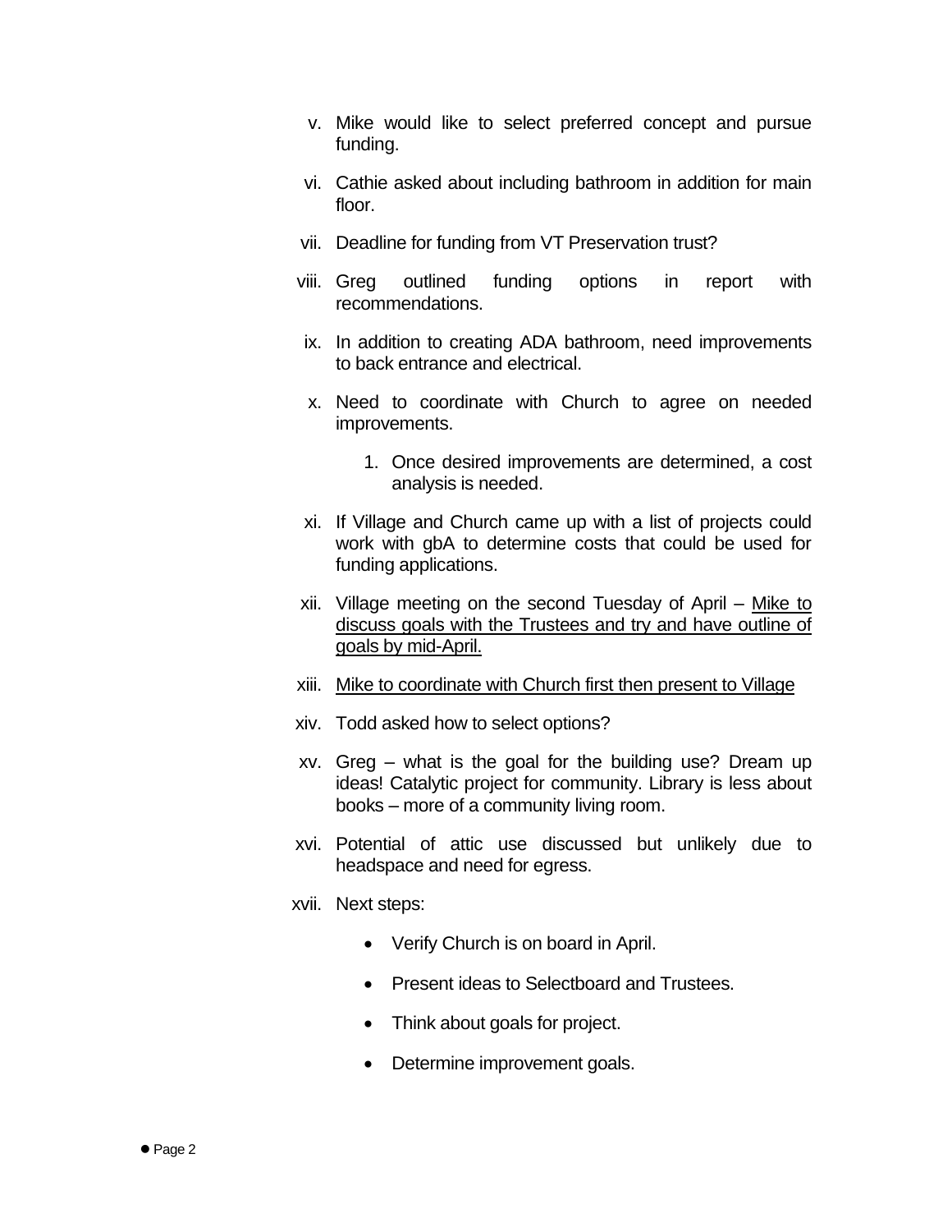v. Mike would like to select preferred concept and pursue funding.

vi. Cathie asked about including bathroom in addition for main floor.

vii. Deadline for funding from VT Preservation trust?

viii. Greg outlined funding options in report with recommendations.

ix. In addition to creating ADA bathroom, need improvements to back entrance and electrical.

x. Need to coordinate with Church to agree on needed improvements.

   1. Once desired improvements are determined, a cost analysis is needed.

xi. If Village and Church came up with a list of projects could work with gbA to determine costs that could be used for funding applications.

xii. Village meeting on the second Tuesday of April – <u>Mike to discuss goals with the Trustees and try and have outline of goals by mid-April.</u>

xiii. <u>Mike to coordinate with Church first then present to Village</u>

xiv. Todd asked how to select options?

xv. Greg – what is the goal for the building use? Dream up ideas! Catalytic project for community. Library is less about books – more of a community living room.

xvi. Potential of attic use discussed but unlikely due to headspace and need for egress.

xvii. Next steps:

   - Verify Church is on board in April.
   - Present ideas to Selectboard and Trustees.
   - Think about goals for project.
   - Determine improvement goals.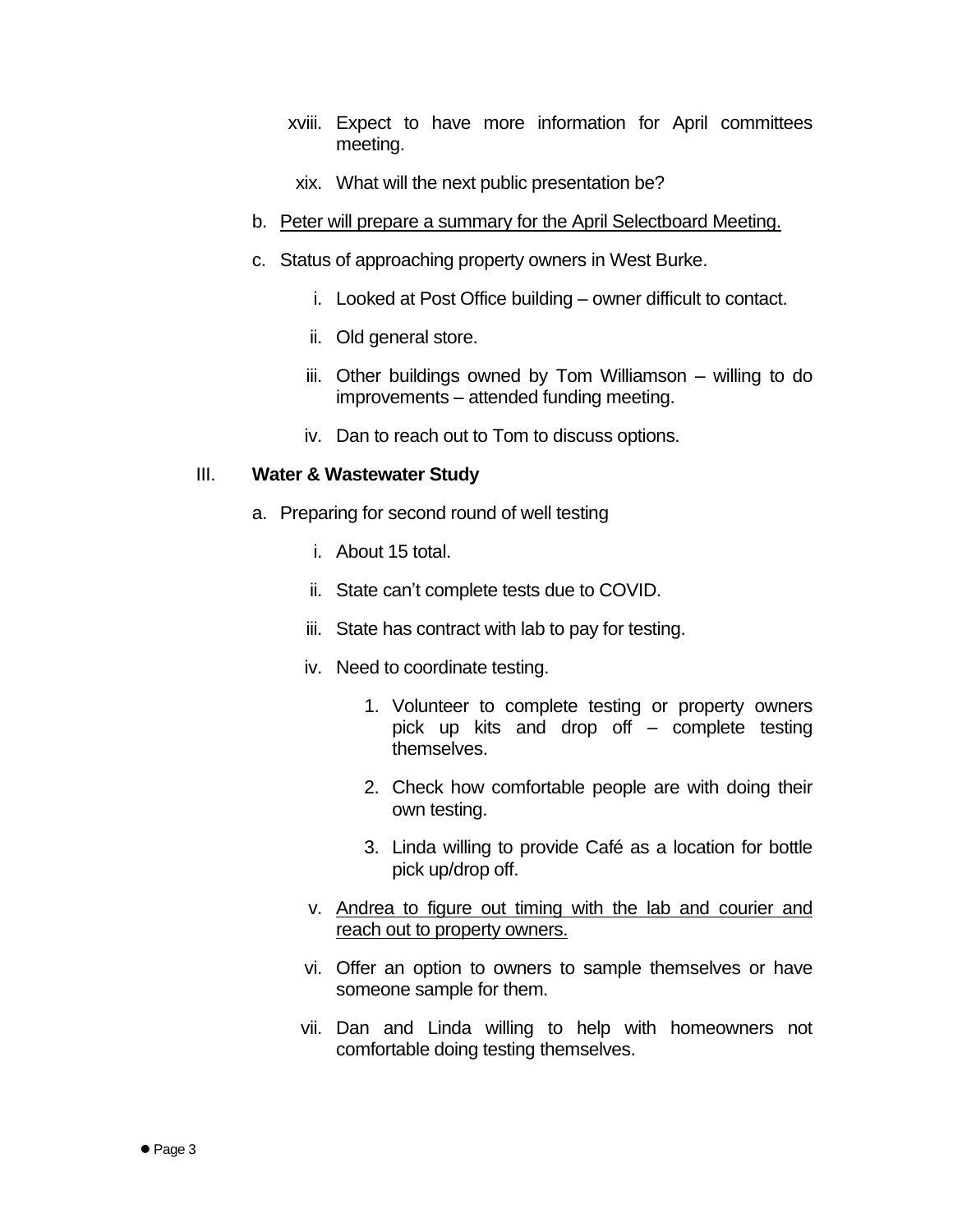xviii. Expect to have more information for April committees meeting.

xix. What will the next public presentation be?

b. <u>Peter will prepare a summary for the April Selectboard Meeting.</u>

c. Status of approaching property owners in West Burke.

i. Looked at Post Office building – owner difficult to contact.

ii. Old general store.

iii. Other buildings owned by Tom Williamson – willing to do improvements – attended funding meeting.

iv. Dan to reach out to Tom to discuss options.

III. **Water & Wastewater Study**

a. Preparing for second round of well testing

i. About 15 total.

ii. State can't complete tests due to COVID.

iii. State has contract with lab to pay for testing.

iv. Need to coordinate testing.

1. Volunteer to complete testing or property owners pick up kits and drop off – complete testing themselves.

2. Check how comfortable people are with doing their own testing.

3. Linda willing to provide Café as a location for bottle pick up/drop off.

v. <u>Andrea to figure out timing with the lab and courier and reach out to property owners.</u>

vi. Offer an option to owners to sample themselves or have someone sample for them.

vii. Dan and Linda willing to help with homeowners not comfortable doing testing themselves.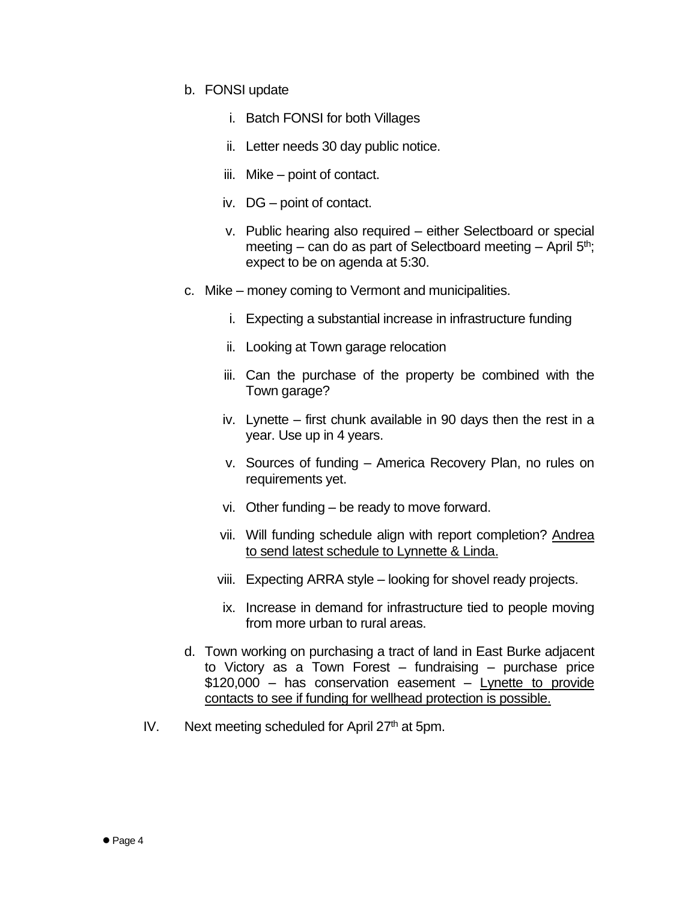b. FONSI update

   i. Batch FONSI for both Villages

   ii. Letter needs 30 day public notice.

   iii. Mike – point of contact.

   iv. DG – point of contact.

   v. Public hearing also required – either Selectboard or special meeting – can do as part of Selectboard meeting – April 5th; expect to be on agenda at 5:30.

c. Mike – money coming to Vermont and municipalities.

   i. Expecting a substantial increase in infrastructure funding

   ii. Looking at Town garage relocation

   iii. Can the purchase of the property be combined with the Town garage?

   iv. Lynette – first chunk available in 90 days then the rest in a year. Use up in 4 years.

   v. Sources of funding – America Recovery Plan, no rules on requirements yet.

   vi. Other funding – be ready to move forward.

   vii. Will funding schedule align with report completion? <u>Andrea to send latest schedule to Lynnette & Linda.</u>

   viii. Expecting ARRA style – looking for shovel ready projects.

   ix. Increase in demand for infrastructure tied to people moving from more urban to rural areas.

d. Town working on purchasing a tract of land in East Burke adjacent to Victory as a Town Forest – fundraising – purchase price $120,000 – has conservation easement – <u>Lynette to provide contacts to see if funding for wellhead protection is possible.</u>

IV. Next meeting scheduled for April 27th at 5pm.